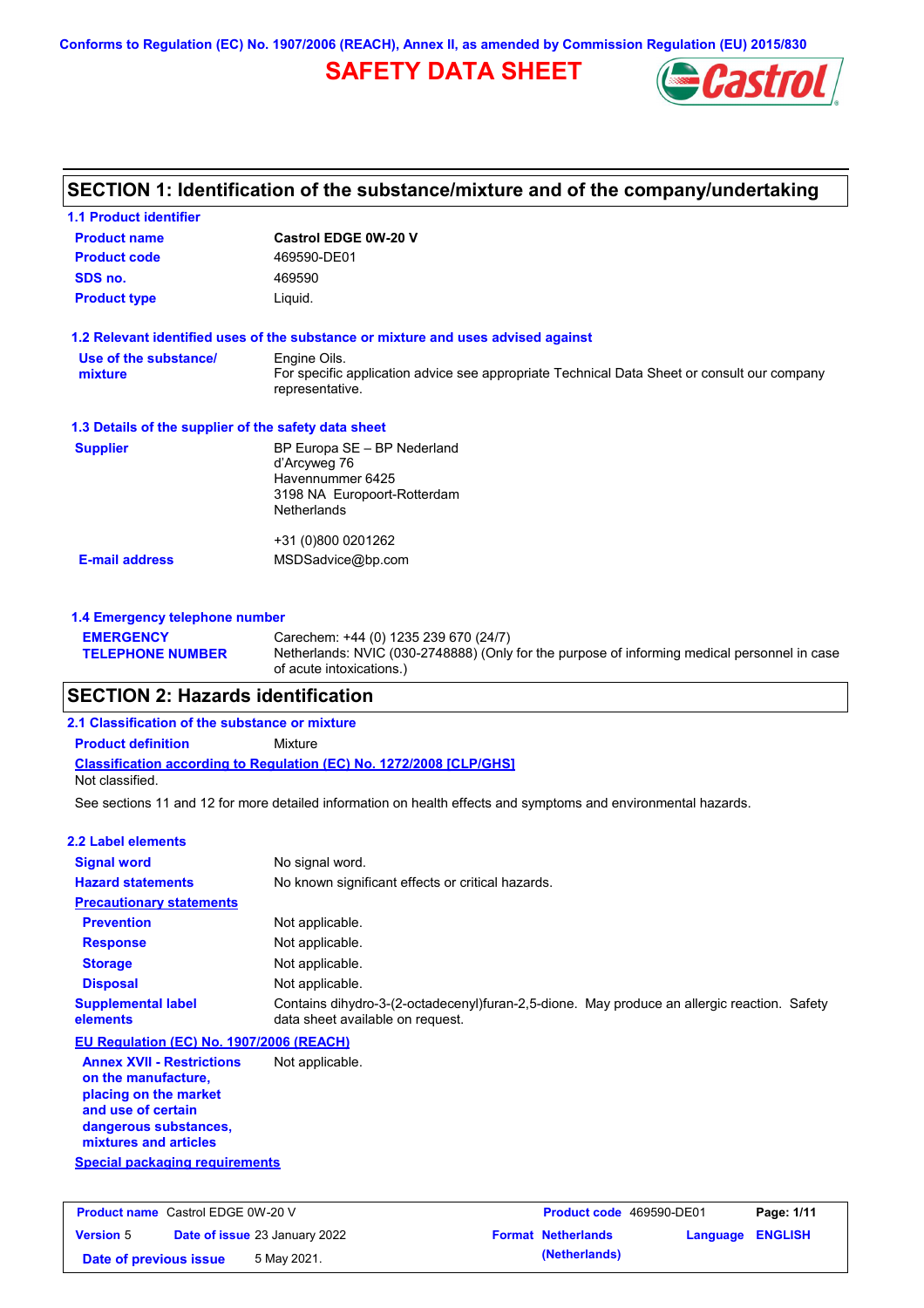Conforms to Regulation (EC) No. 1907/2006 (REACH), Annex II, as amended by Commission Regulation (EU) 2015/830

# SAFETY DATA SHEET

## SECTION 1: Identification of the substance/mixture and of the company/undertaking

### 1.1 Product identifier

| | |
|---|---|
| **Product name** | **Castrol EDGE 0W-20 V** |
| **Product code** | 469590-DE01 |
| **SDS no.** | 469590 |
| **Product type** | Liquid. |

### 1.2 Relevant identified uses of the substance or mixture and uses advised against

**Use of the substance/ mixture**: Engine Oils.
For specific application advice see appropriate Technical Data Sheet or consult our company representative.

### 1.3 Details of the supplier of the safety data sheet

**Supplier**
BP Europa SE – BP Nederland
d'Arcyweg 76
Havennummer 6425
3198 NA Europoort-Rotterdam
Netherlands

+31 (0)800 0201262

**E-mail address**: MSDSadvice@bp.com

### 1.4 Emergency telephone number

**EMERGENCY TELEPHONE NUMBER**
Carechem: +44 (0) 1235 239 670 (24/7)
Netherlands: NVIC (030-2748888) (Only for the purpose of informing medical personnel in case of acute intoxications.)

## SECTION 2: Hazards identification

### 2.1 Classification of the substance or mixture

**Product definition**: Mixture

**Classification according to Regulation (EC) No. 1272/2008 [CLP/GHS]**
Not classified.

See sections 11 and 12 for more detailed information on health effects and symptoms and environmental hazards.

### 2.2 Label elements

| | |
|---|---|
| **Signal word** | No signal word. |
| **Hazard statements** | No known significant effects or critical hazards. |
| **Precautionary statements** | |
| **Prevention** | Not applicable. |
| **Response** | Not applicable. |
| **Storage** | Not applicable. |
| **Disposal** | Not applicable. |
| **Supplemental label elements** | Contains dihydro-3-(2-octadecenyl)furan-2,5-dione. May produce an allergic reaction. Safety data sheet available on request. |

**EU Regulation (EC) No. 1907/2006 (REACH)**

**Annex XVII - Restrictions on the manufacture, placing on the market and use of certain dangerous substances, mixtures and articles**: Not applicable.

**Special packaging requirements**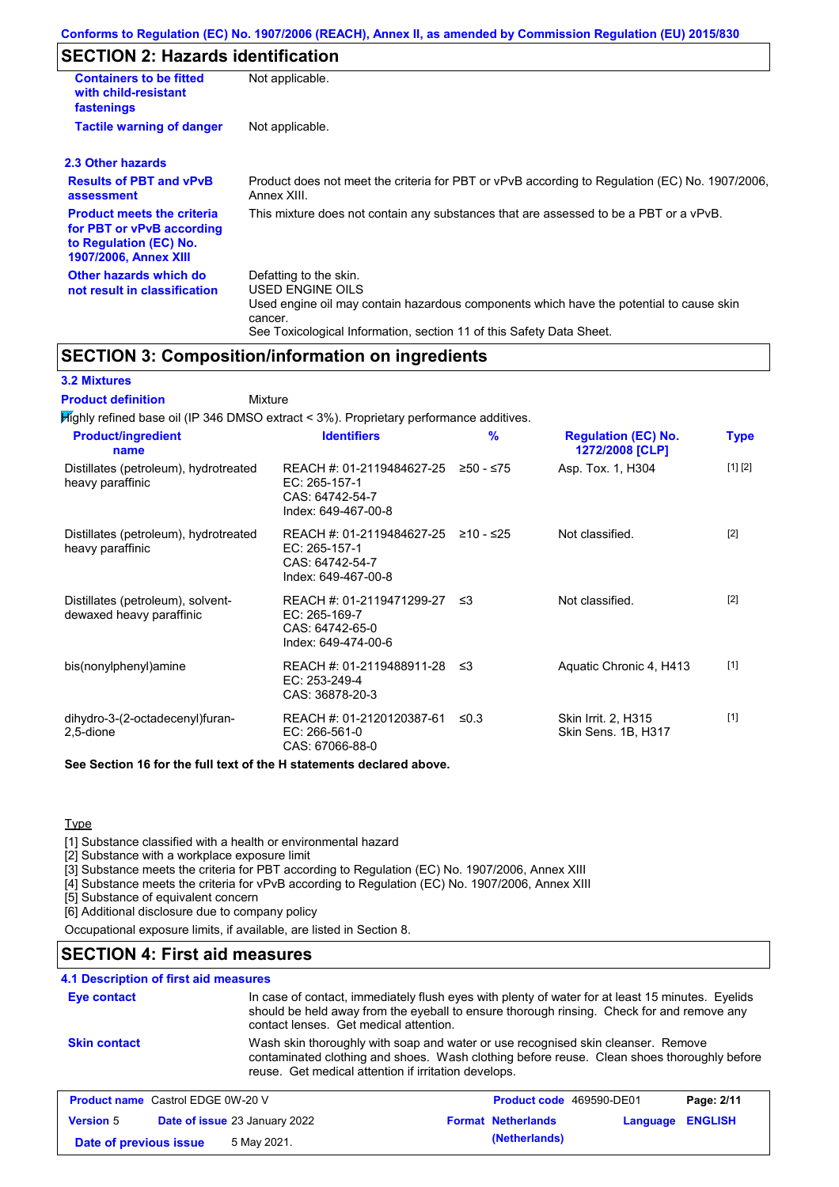Conforms to Regulation (EC) No. 1907/2006 (REACH), Annex II, as amended by Commission Regulation (EU) 2015/830

## SECTION 2: Hazards identification

| | |
|---|---|
| **Containers to be fitted with child-resistant fastenings** | Not applicable. |
| **Tactile warning of danger** | Not applicable. |

### 2.3 Other hazards

| | |
|---|---|
| **Results of PBT and vPvB assessment** | Product does not meet the criteria for PBT or vPvB according to Regulation (EC) No. 1907/2006, Annex XIII. |
| **Product meets the criteria for PBT or vPvB according to Regulation (EC) No. 1907/2006, Annex XIII** | This mixture does not contain any substances that are assessed to be a PBT or a vPvB. |
| **Other hazards which do not result in classification** | Defatting to the skin.<br>USED ENGINE OILS<br>Used engine oil may contain hazardous components which have the potential to cause skin cancer.<br>See Toxicological Information, section 11 of this Safety Data Sheet. |

## SECTION 3: Composition/information on ingredients

### 3.2 Mixtures

**Product definition** Mixture

Highly refined base oil (IP 346 DMSO extract < 3%). Proprietary performance additives.

| Product/ingredient name | Identifiers | % | Regulation (EC) No. 1272/2008 [CLP] | Type |
|---|---|---|---|---|
| Distillates (petroleum), hydrotreated heavy paraffinic | REACH #: 01-2119484627-25<br>EC: 265-157-1<br>CAS: 64742-54-7<br>Index: 649-467-00-8 | ≥50 - ≤75 | Asp. Tox. 1, H304 | [1] [2] |
| Distillates (petroleum), hydrotreated heavy paraffinic | REACH #: 01-2119484627-25<br>EC: 265-157-1<br>CAS: 64742-54-7<br>Index: 649-467-00-8 | ≥10 - ≤25 | Not classified. | [2] |
| Distillates (petroleum), solvent-dewaxed heavy paraffinic | REACH #: 01-2119471299-27<br>EC: 265-169-7<br>CAS: 64742-65-0<br>Index: 649-474-00-6 | ≤3 | Not classified. | [2] |
| bis(nonylphenyl)amine | REACH #: 01-2119488911-28<br>EC: 253-249-4<br>CAS: 36878-20-3 | ≤3 | Aquatic Chronic 4, H413 | [1] |
| dihydro-3-(2-octadecenyl)furan-2,5-dione | REACH #: 01-2120120387-61<br>EC: 266-561-0<br>CAS: 67066-88-0 | ≤0.3 | Skin Irrit. 2, H315<br>Skin Sens. 1B, H317 | [1] |

**See Section 16 for the full text of the H statements declared above.**

Type

[1] Substance classified with a health or environmental hazard
[2] Substance with a workplace exposure limit
[3] Substance meets the criteria for PBT according to Regulation (EC) No. 1907/2006, Annex XIII
[4] Substance meets the criteria for vPvB according to Regulation (EC) No. 1907/2006, Annex XIII
[5] Substance of equivalent concern
[6] Additional disclosure due to company policy

Occupational exposure limits, if available, are listed in Section 8.

## SECTION 4: First aid measures

### 4.1 Description of first aid measures

| | |
|---|---|
| **Eye contact** | In case of contact, immediately flush eyes with plenty of water for at least 15 minutes. Eyelids should be held away from the eyeball to ensure thorough rinsing. Check for and remove any contact lenses. Get medical attention. |
| **Skin contact** | Wash skin thoroughly with soap and water or use recognised skin cleanser. Remove contaminated clothing and shoes. Wash clothing before reuse. Clean shoes thoroughly before reuse. Get medical attention if irritation develops. |

| | | | |
|---|---|---|---|
| **Product name** Castrol EDGE 0W-20 V | | **Product code** 469590-DE01 | |
| **Version** 5 | **Date of issue** 23 January 2022 | **Format** Netherlands (Netherlands) | **Language** ENGLISH |
| **Date of previous issue** | 5 May 2021. | | |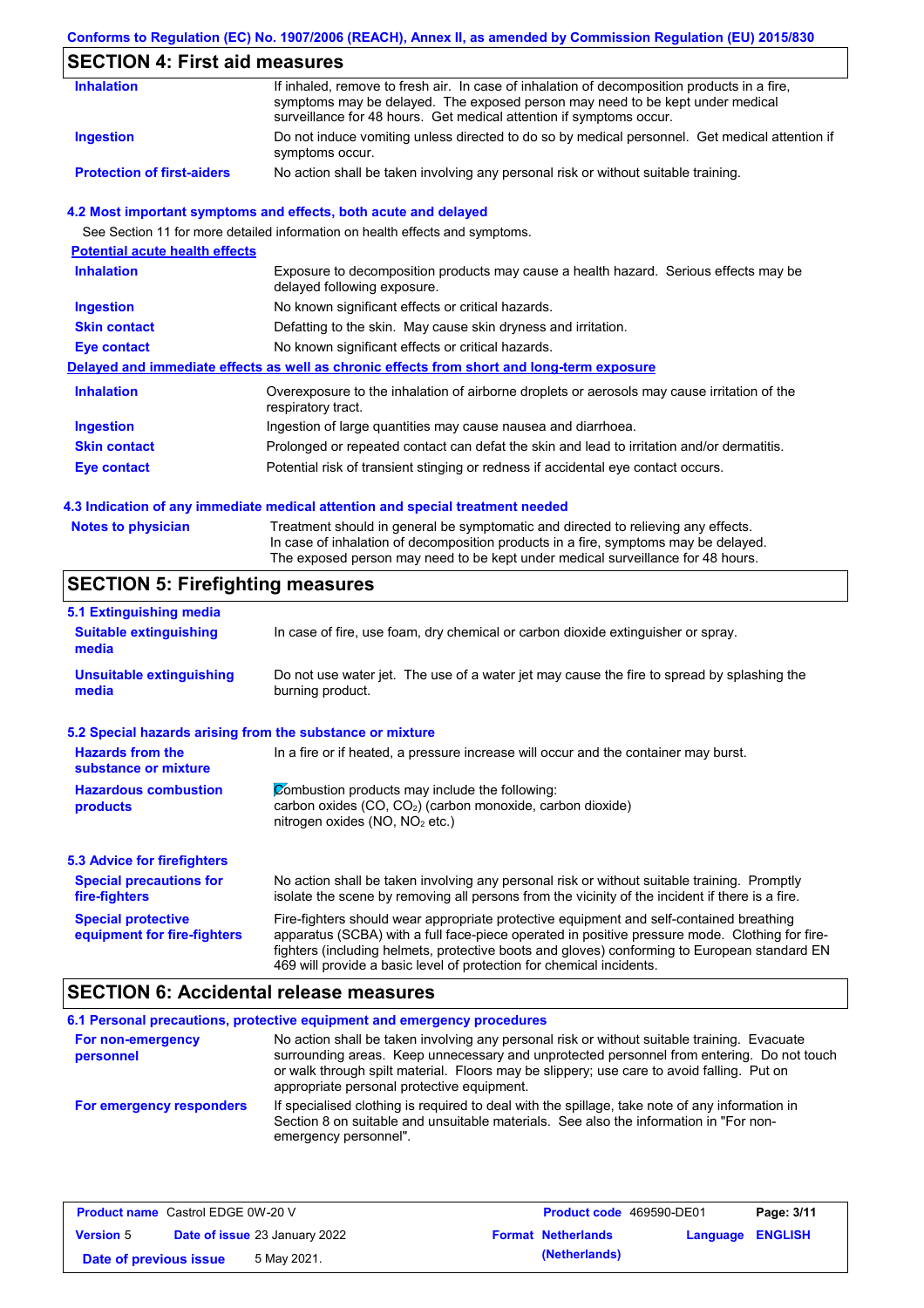Conforms to Regulation (EC) No. 1907/2006 (REACH), Annex II, as amended by Commission Regulation (EU) 2015/830

## SECTION 4: First aid measures

| | |
|---|---|
| **Inhalation** | If inhaled, remove to fresh air. In case of inhalation of decomposition products in a fire, symptoms may be delayed. The exposed person may need to be kept under medical surveillance for 48 hours. Get medical attention if symptoms occur. |
| **Ingestion** | Do not induce vomiting unless directed to do so by medical personnel. Get medical attention if symptoms occur. |
| **Protection of first-aiders** | No action shall be taken involving any personal risk or without suitable training. |

### 4.2 Most important symptoms and effects, both acute and delayed

See Section 11 for more detailed information on health effects and symptoms.

**Potential acute health effects**

| | |
|---|---|
| **Inhalation** | Exposure to decomposition products may cause a health hazard. Serious effects may be delayed following exposure. |
| **Ingestion** | No known significant effects or critical hazards. |
| **Skin contact** | Defatting to the skin. May cause skin dryness and irritation. |
| **Eye contact** | No known significant effects or critical hazards. |

**Delayed and immediate effects as well as chronic effects from short and long-term exposure**

| | |
|---|---|
| **Inhalation** | Overexposure to the inhalation of airborne droplets or aerosols may cause irritation of the respiratory tract. |
| **Ingestion** | Ingestion of large quantities may cause nausea and diarrhoea. |
| **Skin contact** | Prolonged or repeated contact can defat the skin and lead to irritation and/or dermatitis. |
| **Eye contact** | Potential risk of transient stinging or redness if accidental eye contact occurs. |

### 4.3 Indication of any immediate medical attention and special treatment needed

| | |
|---|---|
| **Notes to physician** | Treatment should in general be symptomatic and directed to relieving any effects. In case of inhalation of decomposition products in a fire, symptoms may be delayed. The exposed person may need to be kept under medical surveillance for 48 hours. |

## SECTION 5: Firefighting measures

### 5.1 Extinguishing media

| | |
|---|---|
| **Suitable extinguishing media** | In case of fire, use foam, dry chemical or carbon dioxide extinguisher or spray. |
| **Unsuitable extinguishing media** | Do not use water jet. The use of a water jet may cause the fire to spread by splashing the burning product. |

### 5.2 Special hazards arising from the substance or mixture

| | |
|---|---|
| **Hazards from the substance or mixture** | In a fire or if heated, a pressure increase will occur and the container may burst. |
| **Hazardous combustion products** | Combustion products may include the following: carbon oxides (CO, $CO_2$) (carbon monoxide, carbon dioxide) nitrogen oxides (NO, $NO_2$ etc.) |

### 5.3 Advice for firefighters

| | |
|---|---|
| **Special precautions for fire-fighters** | No action shall be taken involving any personal risk or without suitable training. Promptly isolate the scene by removing all persons from the vicinity of the incident if there is a fire. |
| **Special protective equipment for fire-fighters** | Fire-fighters should wear appropriate protective equipment and self-contained breathing apparatus (SCBA) with a full face-piece operated in positive pressure mode. Clothing for fire-fighters (including helmets, protective boots and gloves) conforming to European standard EN 469 will provide a basic level of protection for chemical incidents. |

## SECTION 6: Accidental release measures

### 6.1 Personal precautions, protective equipment and emergency procedures

| | |
|---|---|
| **For non-emergency personnel** | No action shall be taken involving any personal risk or without suitable training. Evacuate surrounding areas. Keep unnecessary and unprotected personnel from entering. Do not touch or walk through spilt material. Floors may be slippery; use care to avoid falling. Put on appropriate personal protective equipment. |
| **For emergency responders** | If specialised clothing is required to deal with the spillage, take note of any information in Section 8 on suitable and unsuitable materials. See also the information in "For non-emergency personnel". |

| | | | |
|---|---|---|---|
| **Product name** Castrol EDGE 0W-20 V | | **Product code** 469590-DE01 | **Page:** 3/11 |
| **Version** 5 | **Date of issue** 23 January 2022 | **Format** Netherlands (Netherlands) | **Language** ENGLISH |
| **Date of previous issue** | 5 May 2021. | | |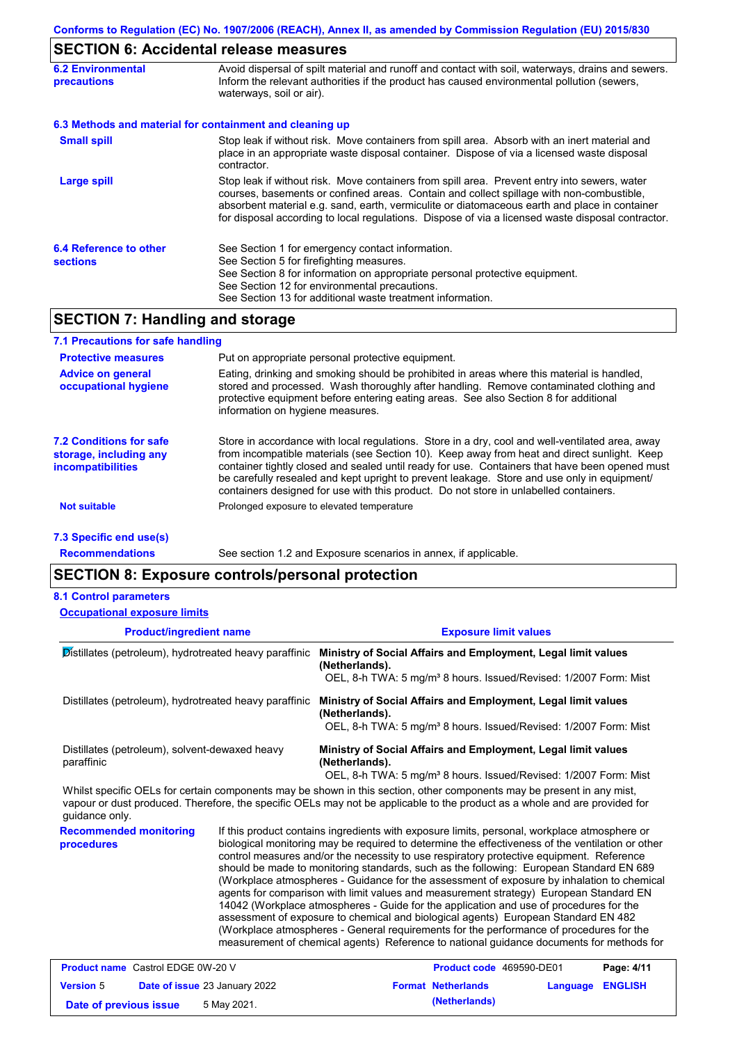## SECTION 6: Accidental release measures

**6.2 Environmental precautions**

Avoid dispersal of spilt material and runoff and contact with soil, waterways, drains and sewers. Inform the relevant authorities if the product has caused environmental pollution (sewers, waterways, soil or air).

**6.3 Methods and material for containment and cleaning up**

**Small spill**

Stop leak if without risk. Move containers from spill area. Absorb with an inert material and place in an appropriate waste disposal container. Dispose of via a licensed waste disposal contractor.

**Large spill**

Stop leak if without risk. Move containers from spill area. Prevent entry into sewers, water courses, basements or confined areas. Contain and collect spillage with non-combustible, absorbent material e.g. sand, earth, vermiculite or diatomaceous earth and place in container for disposal according to local regulations. Dispose of via a licensed waste disposal contractor.

**6.4 Reference to other sections**

See Section 1 for emergency contact information.
See Section 5 for firefighting measures.
See Section 8 for information on appropriate personal protective equipment.
See Section 12 for environmental precautions.
See Section 13 for additional waste treatment information.

## SECTION 7: Handling and storage

**7.1 Precautions for safe handling**

**Protective measures**

Put on appropriate personal protective equipment.

**Advice on general occupational hygiene**

Eating, drinking and smoking should be prohibited in areas where this material is handled, stored and processed. Wash thoroughly after handling. Remove contaminated clothing and protective equipment before entering eating areas. See also Section 8 for additional information on hygiene measures.

**7.2 Conditions for safe storage, including any incompatibilities**

Store in accordance with local regulations. Store in a dry, cool and well-ventilated area, away from incompatible materials (see Section 10). Keep away from heat and direct sunlight. Keep container tightly closed and sealed until ready for use. Containers that have been opened must be carefully resealed and kept upright to prevent leakage. Store and use only in equipment/ containers designed for use with this product. Do not store in unlabelled containers.

**Not suitable**

Prolonged exposure to elevated temperature

**7.3 Specific end use(s)**

**Recommendations**

See section 1.2 and Exposure scenarios in annex, if applicable.

## SECTION 8: Exposure controls/personal protection

**8.1 Control parameters**

**Occupational exposure limits**

| Product/ingredient name | Exposure limit values |
|---|---|
| Distillates (petroleum), hydrotreated heavy paraffinic | **Ministry of Social Affairs and Employment, Legal limit values (Netherlands).** OEL, 8-h TWA: 5 mg/m³ 8 hours. Issued/Revised: 1/2007 Form: Mist |
| Distillates (petroleum), hydrotreated heavy paraffinic | **Ministry of Social Affairs and Employment, Legal limit values (Netherlands).** OEL, 8-h TWA: 5 mg/m³ 8 hours. Issued/Revised: 1/2007 Form: Mist |
| Distillates (petroleum), solvent-dewaxed heavy paraffinic | **Ministry of Social Affairs and Employment, Legal limit values (Netherlands).** OEL, 8-h TWA: 5 mg/m³ 8 hours. Issued/Revised: 1/2007 Form: Mist |

Whilst specific OELs for certain components may be shown in this section, other components may be present in any mist, vapour or dust produced. Therefore, the specific OELs may not be applicable to the product as a whole and are provided for guidance only.

**Recommended monitoring procedures**

If this product contains ingredients with exposure limits, personal, workplace atmosphere or biological monitoring may be required to determine the effectiveness of the ventilation or other control measures and/or the necessity to use respiratory protective equipment. Reference should be made to monitoring standards, such as the following: European Standard EN 689 (Workplace atmospheres - Guidance for the assessment of exposure by inhalation to chemical agents for comparison with limit values and measurement strategy) European Standard EN 14042 (Workplace atmospheres - Guide for the application and use of procedures for the assessment of exposure to chemical and biological agents) European Standard EN 482 (Workplace atmospheres - General requirements for the performance of procedures for the measurement of chemical agents) Reference to national guidance documents for methods for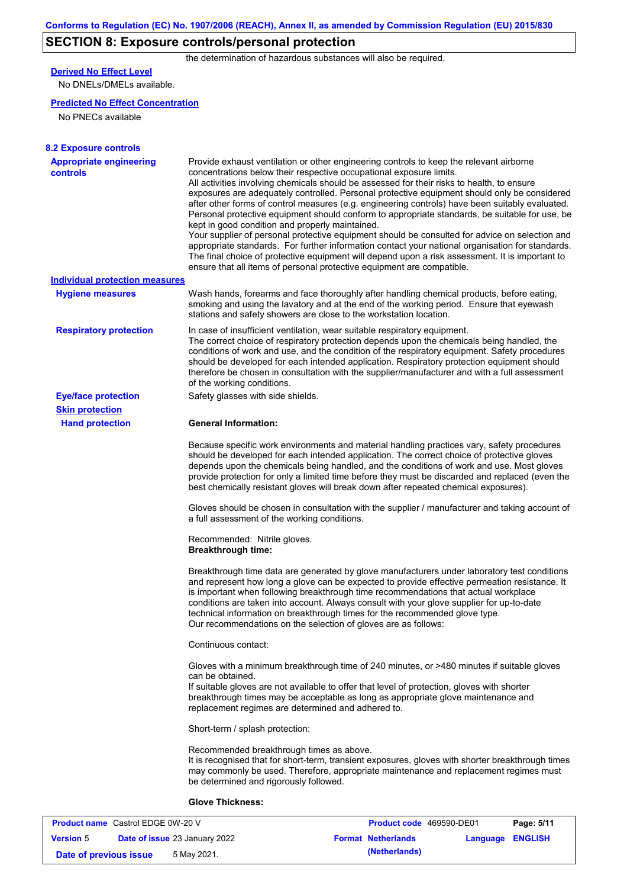## SECTION 8: Exposure controls/personal protection

the determination of hazardous substances will also be required.

**Derived No Effect Level**

No DNELs/DMELs available.

**Predicted No Effect Concentration**

No PNECs available

### 8.2 Exposure controls

**Appropriate engineering controls**

Provide exhaust ventilation or other engineering controls to keep the relevant airborne concentrations below their respective occupational exposure limits.
All activities involving chemicals should be assessed for their risks to health, to ensure exposures are adequately controlled. Personal protective equipment should only be considered after other forms of control measures (e.g. engineering controls) have been suitably evaluated. Personal protective equipment should conform to appropriate standards, be suitable for use, be kept in good condition and properly maintained.
Your supplier of personal protective equipment should be consulted for advice on selection and appropriate standards. For further information contact your national organisation for standards.
The final choice of protective equipment will depend upon a risk assessment. It is important to ensure that all items of personal protective equipment are compatible.

**Individual protection measures**

**Hygiene measures**

Wash hands, forearms and face thoroughly after handling chemical products, before eating, smoking and using the lavatory and at the end of the working period. Ensure that eyewash stations and safety showers are close to the workstation location.

**Respiratory protection**

In case of insufficient ventilation, wear suitable respiratory equipment.
The correct choice of respiratory protection depends upon the chemicals being handled, the conditions of work and use, and the condition of the respiratory equipment. Safety procedures should be developed for each intended application. Respiratory protection equipment should therefore be chosen in consultation with the supplier/manufacturer and with a full assessment of the working conditions.

**Eye/face protection**

Safety glasses with side shields.

**Skin protection**

**Hand protection**

**General Information:**

Because specific work environments and material handling practices vary, safety procedures should be developed for each intended application. The correct choice of protective gloves depends upon the chemicals being handled, and the conditions of work and use. Most gloves provide protection for only a limited time before they must be discarded and replaced (even the best chemically resistant gloves will break down after repeated chemical exposures).

Gloves should be chosen in consultation with the supplier / manufacturer and taking account of a full assessment of the working conditions.

Recommended: Nitrile gloves.

**Breakthrough time:**

Breakthrough time data are generated by glove manufacturers under laboratory test conditions and represent how long a glove can be expected to provide effective permeation resistance. It is important when following breakthrough time recommendations that actual workplace conditions are taken into account. Always consult with your glove supplier for up-to-date technical information on breakthrough times for the recommended glove type.
Our recommendations on the selection of gloves are as follows:

Continuous contact:

Gloves with a minimum breakthrough time of 240 minutes, or >480 minutes if suitable gloves can be obtained.
If suitable gloves are not available to offer that level of protection, gloves with shorter breakthrough times may be acceptable as long as appropriate glove maintenance and replacement regimes are determined and adhered to.

Short-term / splash protection:

Recommended breakthrough times as above.
It is recognised that for short-term, transient exposures, gloves with shorter breakthrough times may commonly be used. Therefore, appropriate maintenance and replacement regimes must be determined and rigorously followed.

**Glove Thickness:**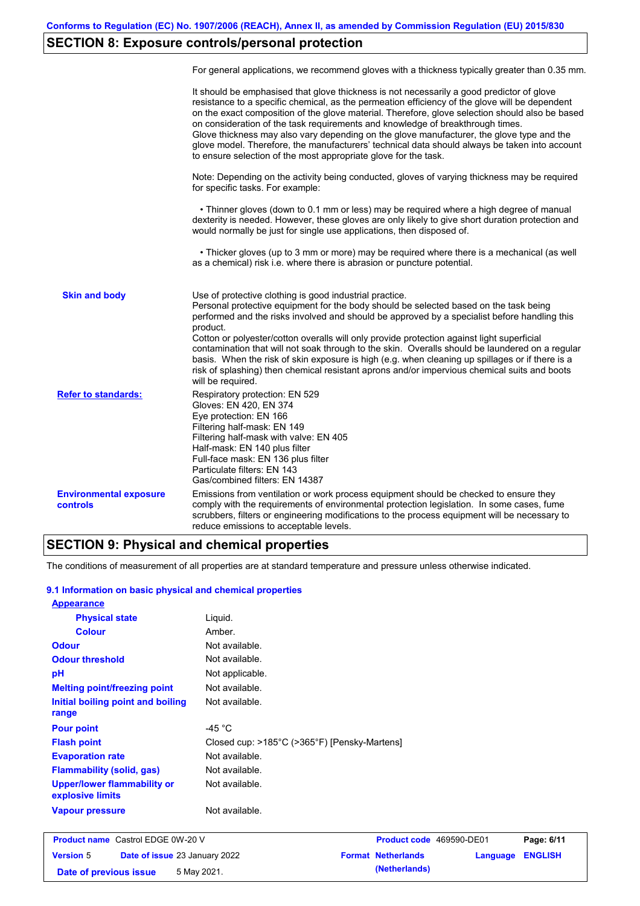## SECTION 8: Exposure controls/personal protection

For general applications, we recommend gloves with a thickness typically greater than 0.35 mm.

It should be emphasised that glove thickness is not necessarily a good predictor of glove resistance to a specific chemical, as the permeation efficiency of the glove will be dependent on the exact composition of the glove material. Therefore, glove selection should also be based on consideration of the task requirements and knowledge of breakthrough times.
Glove thickness may also vary depending on the glove manufacturer, the glove type and the glove model. Therefore, the manufacturers' technical data should always be taken into account to ensure selection of the most appropriate glove for the task.

Note: Depending on the activity being conducted, gloves of varying thickness may be required for specific tasks. For example:

• Thinner gloves (down to 0.1 mm or less) may be required where a high degree of manual dexterity is needed. However, these gloves are only likely to give short duration protection and would normally be just for single use applications, then disposed of.

• Thicker gloves (up to 3 mm or more) may be required where there is a mechanical (as well as a chemical) risk i.e. where there is abrasion or puncture potential.

**Skin and body**

Use of protective clothing is good industrial practice.
Personal protective equipment for the body should be selected based on the task being performed and the risks involved and should be approved by a specialist before handling this product.
Cotton or polyester/cotton overalls will only provide protection against light superficial contamination that will not soak through to the skin. Overalls should be laundered on a regular basis. When the risk of skin exposure is high (e.g. when cleaning up spillages or if there is a risk of splashing) then chemical resistant aprons and/or impervious chemical suits and boots will be required.

**Refer to standards:**

Respiratory protection: EN 529
Gloves: EN 420, EN 374
Eye protection: EN 166
Filtering half-mask: EN 149
Filtering half-mask with valve: EN 405
Half-mask: EN 140 plus filter
Full-face mask: EN 136 plus filter
Particulate filters: EN 143
Gas/combined filters: EN 14387

**Environmental exposure controls**

Emissions from ventilation or work process equipment should be checked to ensure they comply with the requirements of environmental protection legislation. In some cases, fume scrubbers, filters or engineering modifications to the process equipment will be necessary to reduce emissions to acceptable levels.

## SECTION 9: Physical and chemical properties

The conditions of measurement of all properties are at standard temperature and pressure unless otherwise indicated.

### 9.1 Information on basic physical and chemical properties

**Appearance**

| Property | Value |
|---|---|
| Physical state | Liquid. |
| Colour | Amber. |
| Odour | Not available. |
| Odour threshold | Not available. |
| pH | Not applicable. |
| Melting point/freezing point | Not available. |
| Initial boiling point and boiling range | Not available. |
| Pour point | -45 °C |
| Flash point | Closed cup: >185°C (>365°F) [Pensky-Martens] |
| Evaporation rate | Not available. |
| Flammability (solid, gas) | Not available. |
| Upper/lower flammability or explosive limits | Not available. |
| Vapour pressure | Not available. |

| **Product name** Castrol EDGE 0W-20 V | **Product code** 469590-DE01 | **Page:** 6/11 |
|---|---|---|
| **Version** 5 **Date of issue** 23 January 2022 | **Format** Netherlands (Netherlands) | **Language** ENGLISH |
| **Date of previous issue** 5 May 2021. | | |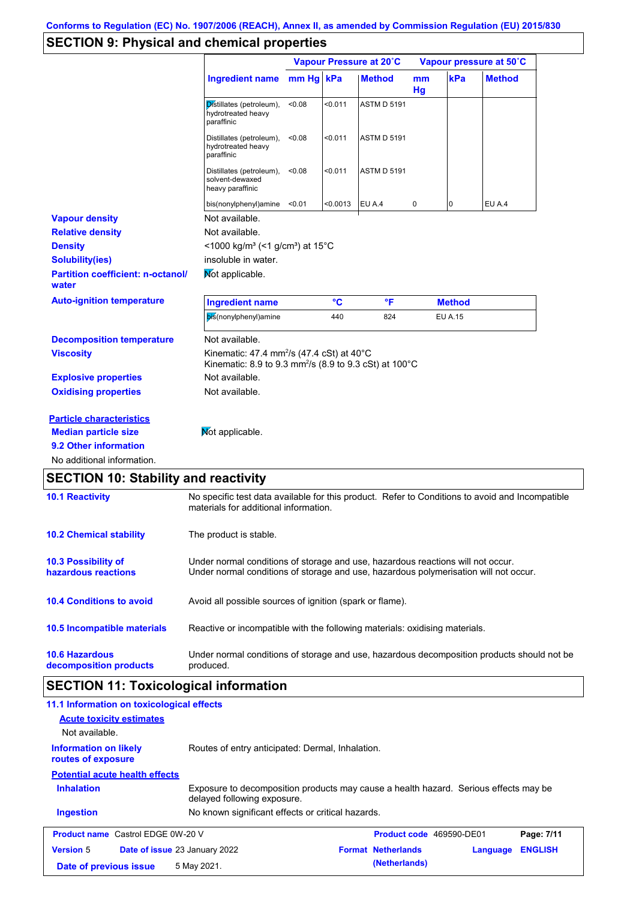Conforms to Regulation (EC) No. 1907/2006 (REACH), Annex II, as amended by Commission Regulation (EU) 2015/830

## SECTION 9: Physical and chemical properties

| Ingredient name | Vapour Pressure at 20˚C mm Hg | kPa | Method | Vapour pressure at 50˚C mm Hg | kPa | Method |
|---|---|---|---|---|---|---|
| Distillates (petroleum), hydrotreated heavy paraffinic | <0.08 | <0.011 | ASTM D 5191 | | | |
| Distillates (petroleum), hydrotreated heavy paraffinic | <0.08 | <0.011 | ASTM D 5191 | | | |
| Distillates (petroleum), solvent-dewaxed heavy paraffinic | <0.08 | <0.011 | ASTM D 5191 | | | |
| bis(nonylphenyl)amine | <0.01 | <0.0013 | EU A.4 | 0 | 0 | EU A.4 |

**Vapour density** Not available.

**Relative density** Not available.

**Density** <1000 kg/m³ (<1 g/cm³) at 15°C

**Solubility(ies)** insoluble in water.

**Partition coefficient: n-octanol/water** Not applicable.

**Auto-ignition temperature**

| Ingredient name | °C | °F | Method |
|---|---|---|---|
| bis(nonylphenyl)amine | 440 | 824 | EU A.15 |

**Decomposition temperature** Not available.

**Viscosity** Kinematic: 47.4 mm²/s (47.4 cSt) at 40°C
Kinematic: 8.9 to 9.3 mm²/s (8.9 to 9.3 cSt) at 100°C

**Explosive properties** Not available.

**Oxidising properties** Not available.

**Particle characteristics**

**Median particle size** Not applicable.

**9.2 Other information**

No additional information.

## SECTION 10: Stability and reactivity

**10.1 Reactivity** No specific test data available for this product. Refer to Conditions to avoid and Incompatible materials for additional information.

**10.2 Chemical stability** The product is stable.

**10.3 Possibility of hazardous reactions** Under normal conditions of storage and use, hazardous reactions will not occur.
Under normal conditions of storage and use, hazardous polymerisation will not occur.

**10.4 Conditions to avoid** Avoid all possible sources of ignition (spark or flame).

**10.5 Incompatible materials** Reactive or incompatible with the following materials: oxidising materials.

**10.6 Hazardous decomposition products** Under normal conditions of storage and use, hazardous decomposition products should not be produced.

## SECTION 11: Toxicological information

**11.1 Information on toxicological effects**

**Acute toxicity estimates**

Not available.

**Information on likely routes of exposure** Routes of entry anticipated: Dermal, Inhalation.

**Potential acute health effects**

**Inhalation** Exposure to decomposition products may cause a health hazard. Serious effects may be delayed following exposure.

**Ingestion** No known significant effects or critical hazards.

**Product name** Castrol EDGE 0W-20 V | **Product code** 469590-DE01
**Version** 5 | **Date of issue** 23 January 2022 | **Format** Netherlands (Netherlands) | **Language** ENGLISH
**Date of previous issue** 5 May 2021.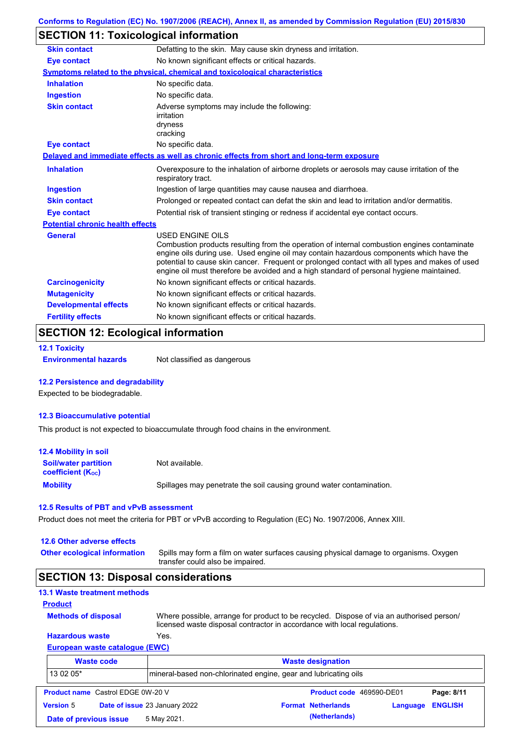## SECTION 11: Toxicological information

| | |
|---|---|
| **Skin contact** | Defatting to the skin. May cause skin dryness and irritation. |
| **Eye contact** | No known significant effects or critical hazards. |

**Symptoms related to the physical, chemical and toxicological characteristics**

| | |
|---|---|
| **Inhalation** | No specific data. |
| **Ingestion** | No specific data. |
| **Skin contact** | Adverse symptoms may include the following:<br>irritation<br>dryness<br>cracking |
| **Eye contact** | No specific data. |

**Delayed and immediate effects as well as chronic effects from short and long-term exposure**

| | |
|---|---|
| **Inhalation** | Overexposure to the inhalation of airborne droplets or aerosols may cause irritation of the respiratory tract. |
| **Ingestion** | Ingestion of large quantities may cause nausea and diarrhoea. |
| **Skin contact** | Prolonged or repeated contact can defat the skin and lead to irritation and/or dermatitis. |
| **Eye contact** | Potential risk of transient stinging or redness if accidental eye contact occurs. |

**Potential chronic health effects**

| | |
|---|---|
| **General** | USED ENGINE OILS<br>Combustion products resulting from the operation of internal combustion engines contaminate engine oils during use. Used engine oil may contain hazardous components which have the potential to cause skin cancer. Frequent or prolonged contact with all types and makes of used engine oil must therefore be avoided and a high standard of personal hygiene maintained. |
| **Carcinogenicity** | No known significant effects or critical hazards. |
| **Mutagenicity** | No known significant effects or critical hazards. |
| **Developmental effects** | No known significant effects or critical hazards. |
| **Fertility effects** | No known significant effects or critical hazards. |

## SECTION 12: Ecological information

### 12.1 Toxicity

**Environmental hazards** Not classified as dangerous

### 12.2 Persistence and degradability

Expected to be biodegradable.

### 12.3 Bioaccumulative potential

This product is not expected to bioaccumulate through food chains in the environment.

### 12.4 Mobility in soil

| | |
|---|---|
| **Soil/water partition coefficient ($K_{OC}$)** | Not available. |
| **Mobility** | Spillages may penetrate the soil causing ground water contamination. |

### 12.5 Results of PBT and vPvB assessment

Product does not meet the criteria for PBT or vPvB according to Regulation (EC) No. 1907/2006, Annex XIII.

### 12.6 Other adverse effects

**Other ecological information** Spills may form a film on water surfaces causing physical damage to organisms. Oxygen transfer could also be impaired.

## SECTION 13: Disposal considerations

### 13.1 Waste treatment methods

**Product**

| | |
|---|---|
| **Methods of disposal** | Where possible, arrange for product to be recycled. Dispose of via an authorised person/ licensed waste disposal contractor in accordance with local regulations. |
| **Hazardous waste** | Yes. |

**European waste catalogue (EWC)**

| Waste code | Waste designation |
|---|---|
| 13 02 05* | mineral-based non-chlorinated engine, gear and lubricating oils |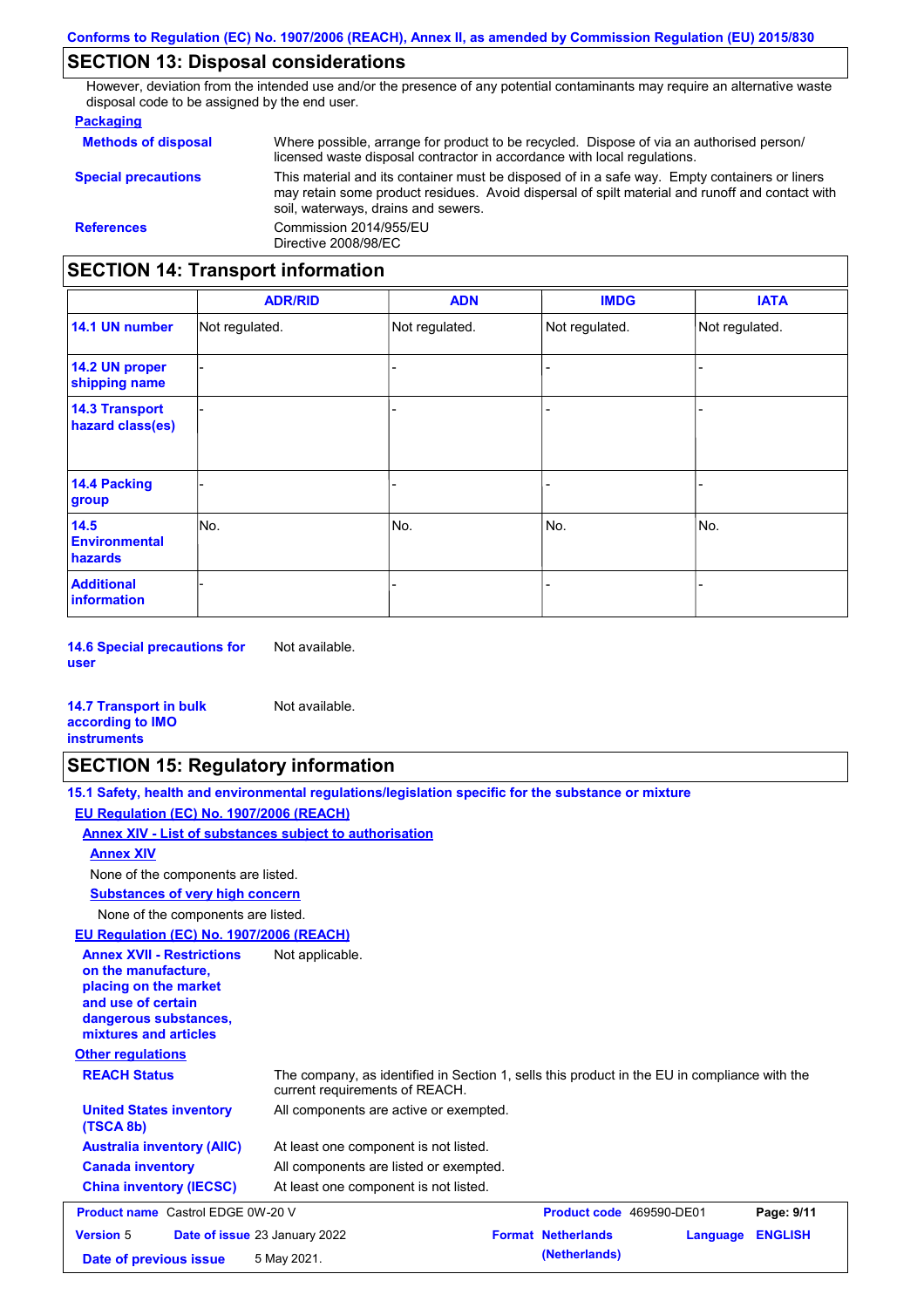## SECTION 13: Disposal considerations

However, deviation from the intended use and/or the presence of any potential contaminants may require an alternative waste disposal code to be assigned by the end user.

**Packaging**

**Methods of disposal** Where possible, arrange for product to be recycled. Dispose of via an authorised person/ licensed waste disposal contractor in accordance with local regulations.

**Special precautions** This material and its container must be disposed of in a safe way. Empty containers or liners may retain some product residues. Avoid dispersal of spilt material and runoff and contact with soil, waterways, drains and sewers.

**References** Commission 2014/955/EU
Directive 2008/98/EC

## SECTION 14: Transport information

| | ADR/RID | ADN | IMDG | IATA |
|---|---|---|---|---|
| **14.1 UN number** | Not regulated. | Not regulated. | Not regulated. | Not regulated. |
| **14.2 UN proper shipping name** | - | - | - | - |
| **14.3 Transport hazard class(es)** | - | - | - | - |
| **14.4 Packing group** | - | - | - | - |
| **14.5 Environmental hazards** | No. | No. | No. | No. |
| **Additional information** | - | - | - | - |

**14.6 Special precautions for user** Not available.

**14.7 Transport in bulk according to IMO instruments** Not available.

## SECTION 15: Regulatory information

**15.1 Safety, health and environmental regulations/legislation specific for the substance or mixture**

**EU Regulation (EC) No. 1907/2006 (REACH)**

**Annex XIV - List of substances subject to authorisation**

**Annex XIV**

None of the components are listed.

**Substances of very high concern**

None of the components are listed.

**EU Regulation (EC) No. 1907/2006 (REACH)**

**Annex XVII - Restrictions on the manufacture, placing on the market and use of certain dangerous substances, mixtures and articles** Not applicable.

**Other regulations**

**REACH Status** The company, as identified in Section 1, sells this product in the EU in compliance with the current requirements of REACH.

**United States inventory (TSCA 8b)** All components are active or exempted.

**Australia inventory (AIIC)** At least one component is not listed.

**Canada inventory** All components are listed or exempted.

**China inventory (IECSC)** At least one component is not listed.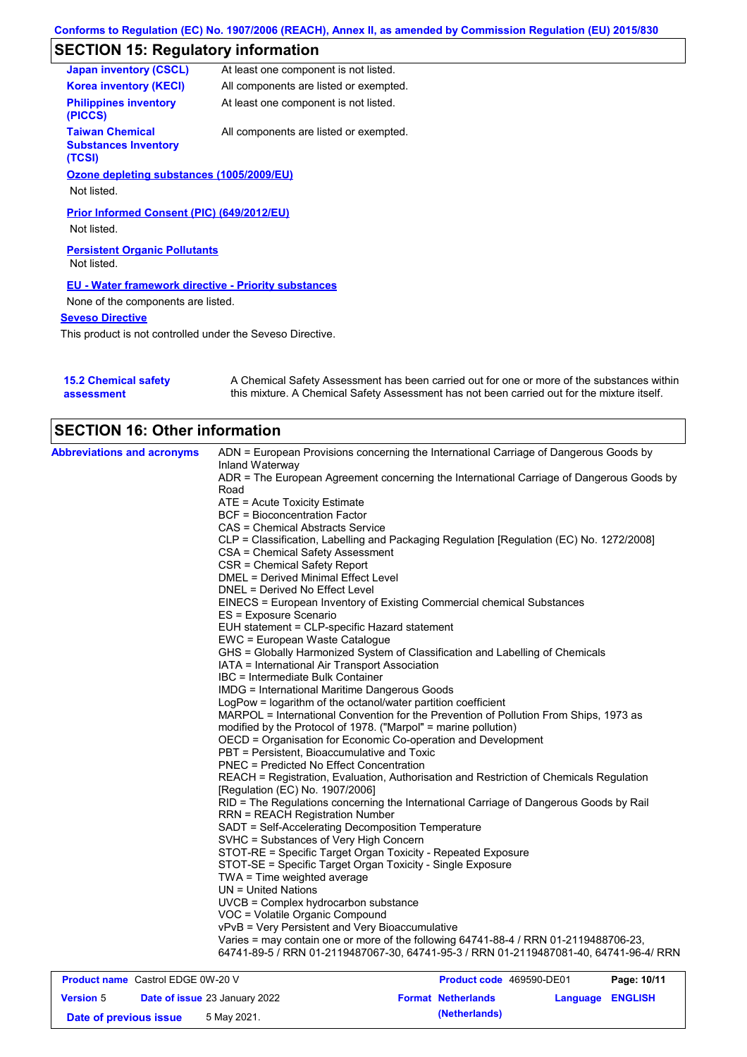## SECTION 15: Regulatory information

| | |
|---|---|
| **Japan inventory (CSCL)** | At least one component is not listed. |
| **Korea inventory (KECI)** | All components are listed or exempted. |
| **Philippines inventory (PICCS)** | At least one component is not listed. |
| **Taiwan Chemical Substances Inventory (TCSI)** | All components are listed or exempted. |

**Ozone depleting substances (1005/2009/EU)**

Not listed.

**Prior Informed Consent (PIC) (649/2012/EU)**

Not listed.

**Persistent Organic Pollutants**

Not listed.

**EU - Water framework directive - Priority substances**

None of the components are listed.

**Seveso Directive**

This product is not controlled under the Seveso Directive.

**15.2 Chemical safety assessment**

A Chemical Safety Assessment has been carried out for one or more of the substances within this mixture. A Chemical Safety Assessment has not been carried out for the mixture itself.

## SECTION 16: Other information

**Abbreviations and acronyms**

ADN = European Provisions concerning the International Carriage of Dangerous Goods by Inland Waterway
ADR = The European Agreement concerning the International Carriage of Dangerous Goods by Road
ATE = Acute Toxicity Estimate
BCF = Bioconcentration Factor
CAS = Chemical Abstracts Service
CLP = Classification, Labelling and Packaging Regulation [Regulation (EC) No. 1272/2008]
CSA = Chemical Safety Assessment
CSR = Chemical Safety Report
DMEL = Derived Minimal Effect Level
DNEL = Derived No Effect Level
EINECS = European Inventory of Existing Commercial chemical Substances
ES = Exposure Scenario
EUH statement = CLP-specific Hazard statement
EWC = European Waste Catalogue
GHS = Globally Harmonized System of Classification and Labelling of Chemicals
IATA = International Air Transport Association
IBC = Intermediate Bulk Container
IMDG = International Maritime Dangerous Goods
LogPow = logarithm of the octanol/water partition coefficient
MARPOL = International Convention for the Prevention of Pollution From Ships, 1973 as modified by the Protocol of 1978. ("Marpol" = marine pollution)
OECD = Organisation for Economic Co-operation and Development
PBT = Persistent, Bioaccumulative and Toxic
PNEC = Predicted No Effect Concentration
REACH = Registration, Evaluation, Authorisation and Restriction of Chemicals Regulation [Regulation (EC) No. 1907/2006]
RID = The Regulations concerning the International Carriage of Dangerous Goods by Rail
RRN = REACH Registration Number
SADT = Self-Accelerating Decomposition Temperature
SVHC = Substances of Very High Concern
STOT-RE = Specific Target Organ Toxicity - Repeated Exposure
STOT-SE = Specific Target Organ Toxicity - Single Exposure
TWA = Time weighted average
UN = United Nations
UVCB = Complex hydrocarbon substance
VOC = Volatile Organic Compound
vPvB = Very Persistent and Very Bioaccumulative
Varies = may contain one or more of the following 64741-88-4 / RRN 01-2119488706-23, 64741-89-5 / RRN 01-2119487067-30, 64741-95-3 / RRN 01-2119487081-40, 64741-96-4/ RRN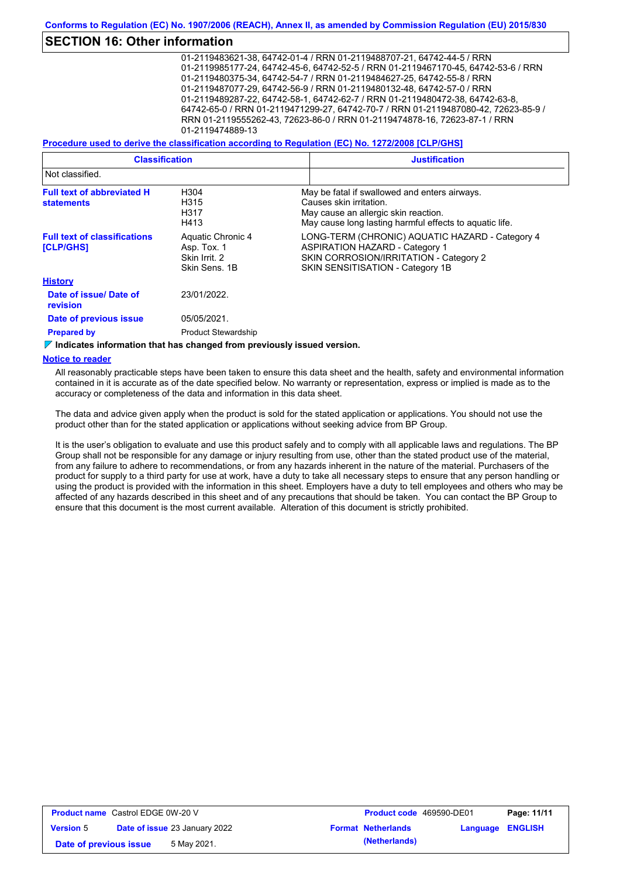## SECTION 16: Other information

01-2119483621-38, 64742-01-4 / RRN 01-2119488707-21, 64742-44-5 / RRN 01-2119985177-24, 64742-45-6, 64742-52-5 / RRN 01-2119467170-45, 64742-53-6 / RRN 01-2119480375-34, 64742-54-7 / RRN 01-2119484627-25, 64742-55-8 / RRN 01-2119487077-29, 64742-56-9 / RRN 01-2119480132-48, 64742-57-0 / RRN 01-2119489287-22, 64742-58-1, 64742-62-7 / RRN 01-2119480472-38, 64742-63-8, 64742-65-0 / RRN 01-2119471299-27, 64742-70-7 / RRN 01-2119487080-42, 72623-85-9 / RRN 01-2119555262-43, 72623-86-0 / RRN 01-2119474878-16, 72623-87-1 / RRN 01-2119474889-13

**Procedure used to derive the classification according to Regulation (EC) No. 1272/2008 [CLP/GHS]**

| Classification | Justification |
|---|---|
| Not classified. | |

**Full text of abbreviated H statements**

| | |
|---|---|
| H304 | May be fatal if swallowed and enters airways. |
| H315 | Causes skin irritation. |
| H317 | May cause an allergic skin reaction. |
| H413 | May cause long lasting harmful effects to aquatic life. |

**Full text of classifications [CLP/GHS]**

| | |
|---|---|
| Aquatic Chronic 4 | LONG-TERM (CHRONIC) AQUATIC HAZARD - Category 4 |
| Asp. Tox. 1 | ASPIRATION HAZARD - Category 1 |
| Skin Irrit. 2 | SKIN CORROSION/IRRITATION - Category 2 |
| Skin Sens. 1B | SKIN SENSITISATION - Category 1B |

**History**

**Date of issue/ Date of revision** 23/01/2022.

**Date of previous issue** 05/05/2021.

**Prepared by** Product Stewardship

**Indicates information that has changed from previously issued version.**

**Notice to reader**

All reasonably practicable steps have been taken to ensure this data sheet and the health, safety and environmental information contained in it is accurate as of the date specified below. No warranty or representation, express or implied is made as to the accuracy or completeness of the data and information in this data sheet.

The data and advice given apply when the product is sold for the stated application or applications. You should not use the product other than for the stated application or applications without seeking advice from BP Group.

It is the user's obligation to evaluate and use this product safely and to comply with all applicable laws and regulations. The BP Group shall not be responsible for any damage or injury resulting from use, other than the stated product use of the material, from any failure to adhere to recommendations, or from any hazards inherent in the nature of the material. Purchasers of the product for supply to a third party for use at work, have a duty to take all necessary steps to ensure that any person handling or using the product is provided with the information in this sheet. Employers have a duty to tell employees and others who may be affected of any hazards described in this sheet and of any precautions that should be taken. You can contact the BP Group to ensure that this document is the most current available. Alteration of this document is strictly prohibited.